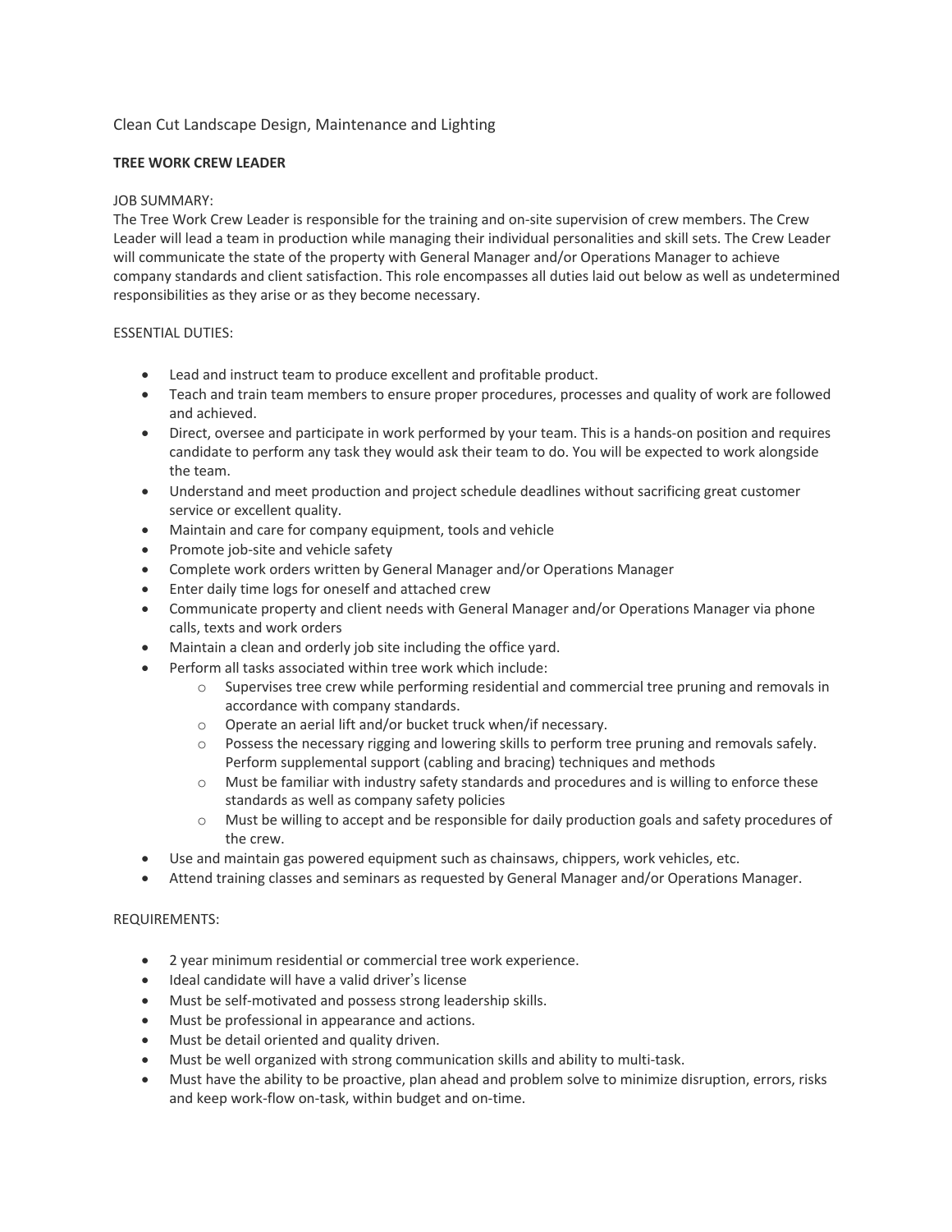Clean Cut Landscape Design, Maintenance and Lighting

**TREE WORK CREW LEADER**

JOB SUMMARY:
The Tree Work Crew Leader is responsible for the training and on-site supervision of crew members. The Crew Leader will lead a team in production while managing their individual personalities and skill sets. The Crew Leader will communicate the state of the property with General Manager and/or Operations Manager to achieve company standards and client satisfaction. This role encompasses all duties laid out below as well as undetermined responsibilities as they arise or as they become necessary.

ESSENTIAL DUTIES:

- Lead and instruct team to produce excellent and profitable product.
- Teach and train team members to ensure proper procedures, processes and quality of work are followed and achieved.
- Direct, oversee and participate in work performed by your team. This is a hands-on position and requires candidate to perform any task they would ask their team to do. You will be expected to work alongside the team.
- Understand and meet production and project schedule deadlines without sacrificing great customer service or excellent quality.
- Maintain and care for company equipment, tools and vehicle
- Promote job-site and vehicle safety
- Complete work orders written by General Manager and/or Operations Manager
- Enter daily time logs for oneself and attached crew
- Communicate property and client needs with General Manager and/or Operations Manager via phone calls, texts and work orders
- Maintain a clean and orderly job site including the office yard.
- Perform all tasks associated within tree work which include:
    - Supervises tree crew while performing residential and commercial tree pruning and removals in accordance with company standards.
    - Operate an aerial lift and/or bucket truck when/if necessary.
    - Possess the necessary rigging and lowering skills to perform tree pruning and removals safely. Perform supplemental support (cabling and bracing) techniques and methods
    - Must be familiar with industry safety standards and procedures and is willing to enforce these standards as well as company safety policies
    - Must be willing to accept and be responsible for daily production goals and safety procedures of the crew.
- Use and maintain gas powered equipment such as chainsaws, chippers, work vehicles, etc.
- Attend training classes and seminars as requested by General Manager and/or Operations Manager.

REQUIREMENTS:

- 2 year minimum residential or commercial tree work experience.
- Ideal candidate will have a valid driver's license
- Must be self-motivated and possess strong leadership skills.
- Must be professional in appearance and actions.
- Must be detail oriented and quality driven.
- Must be well organized with strong communication skills and ability to multi-task.
- Must have the ability to be proactive, plan ahead and problem solve to minimize disruption, errors, risks and keep work-flow on-task, within budget and on-time.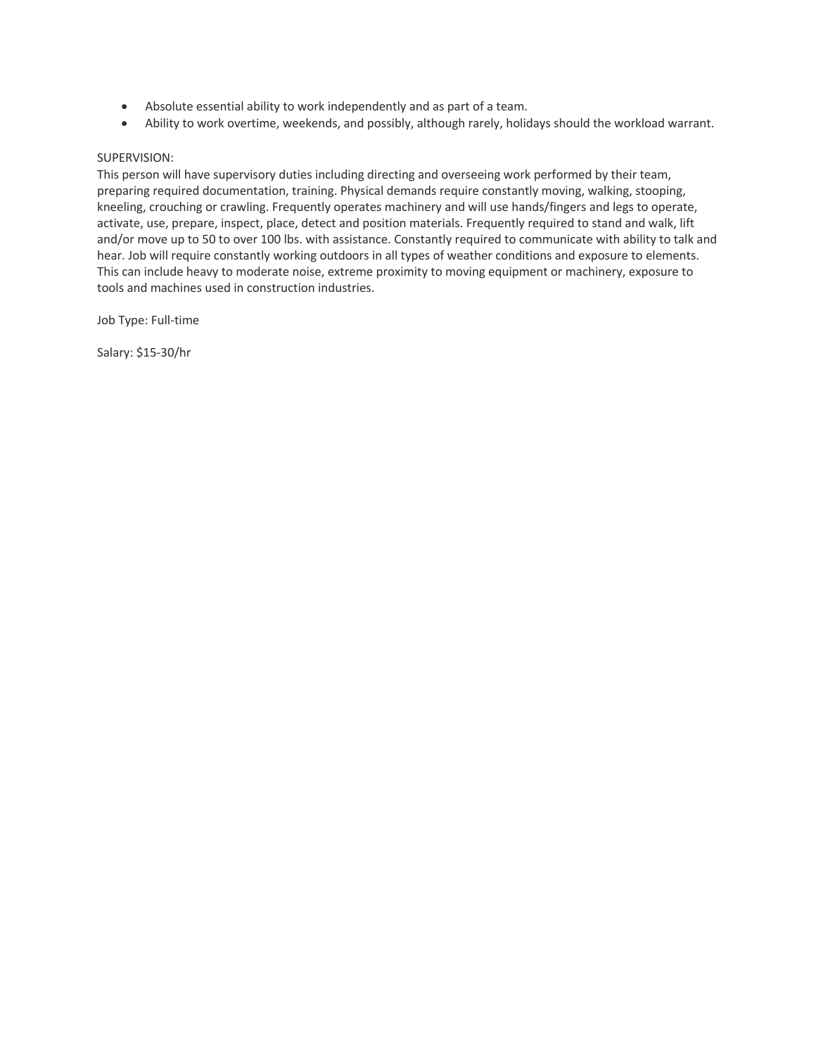- Absolute essential ability to work independently and as part of a team.
- Ability to work overtime, weekends, and possibly, although rarely, holidays should the workload warrant.

SUPERVISION:

This person will have supervisory duties including directing and overseeing work performed by their team, preparing required documentation, training. Physical demands require constantly moving, walking, stooping, kneeling, crouching or crawling. Frequently operates machinery and will use hands/fingers and legs to operate, activate, use, prepare, inspect, place, detect and position materials. Frequently required to stand and walk, lift and/or move up to 50 to over 100 lbs. with assistance. Constantly required to communicate with ability to talk and hear. Job will require constantly working outdoors in all types of weather conditions and exposure to elements. This can include heavy to moderate noise, extreme proximity to moving equipment or machinery, exposure to tools and machines used in construction industries.

Job Type: Full-time

Salary: $15-30/hr